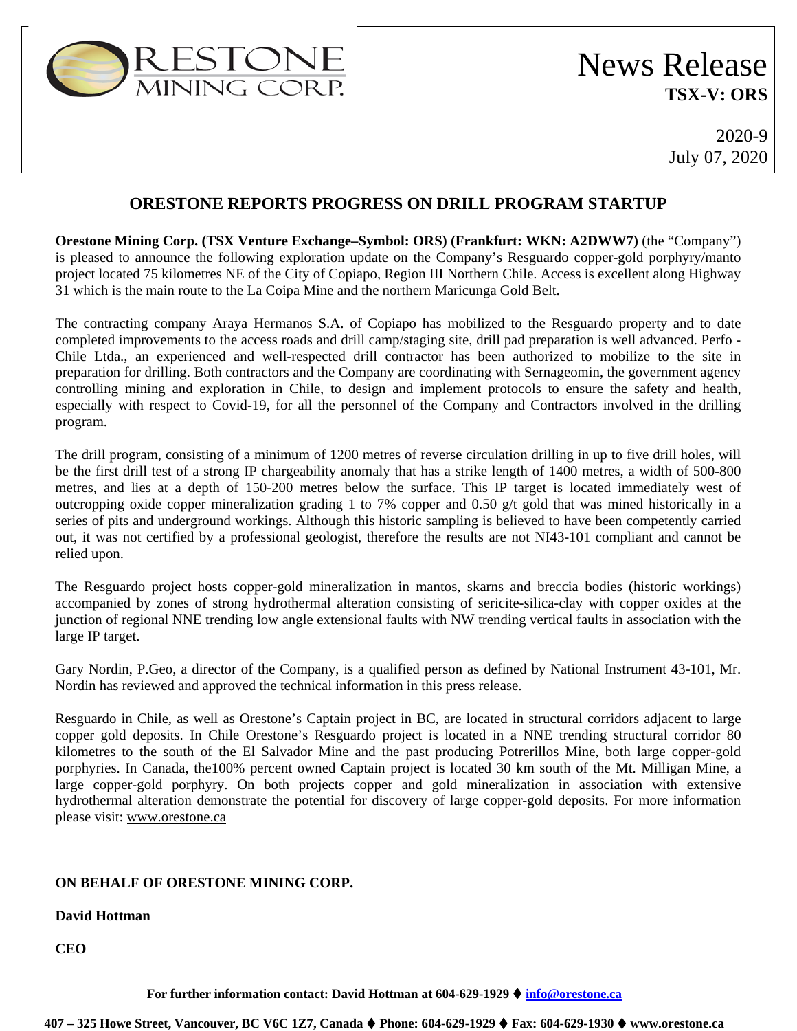ORESTONE MINING CORP.

# News Release

**TSX-V: ORS**

2020-9
July 07, 2020

## ORESTONE REPORTS PROGRESS ON DRILL PROGRAM STARTUP

**Orestone Mining Corp. (TSX Venture Exchange–Symbol: ORS) (Frankfurt: WKN: A2DWW7)** (the "Company") is pleased to announce the following exploration update on the Company's Resguardo copper-gold porphyry/manto project located 75 kilometres NE of the City of Copiapo, Region III Northern Chile. Access is excellent along Highway 31 which is the main route to the La Coipa Mine and the northern Maricunga Gold Belt.

The contracting company Araya Hermanos S.A. of Copiapo has mobilized to the Resguardo property and to date completed improvements to the access roads and drill camp/staging site, drill pad preparation is well advanced. Perfo - Chile Ltda., an experienced and well-respected drill contractor has been authorized to mobilize to the site in preparation for drilling. Both contractors and the Company are coordinating with Sernageomin, the government agency controlling mining and exploration in Chile, to design and implement protocols to ensure the safety and health, especially with respect to Covid-19, for all the personnel of the Company and Contractors involved in the drilling program.

The drill program, consisting of a minimum of 1200 metres of reverse circulation drilling in up to five drill holes, will be the first drill test of a strong IP chargeability anomaly that has a strike length of 1400 metres, a width of 500-800 metres, and lies at a depth of 150-200 metres below the surface. This IP target is located immediately west of outcropping oxide copper mineralization grading 1 to 7% copper and 0.50 g/t gold that was mined historically in a series of pits and underground workings. Although this historic sampling is believed to have been competently carried out, it was not certified by a professional geologist, therefore the results are not NI43-101 compliant and cannot be relied upon.

The Resguardo project hosts copper-gold mineralization in mantos, skarns and breccia bodies (historic workings) accompanied by zones of strong hydrothermal alteration consisting of sericite-silica-clay with copper oxides at the junction of regional NNE trending low angle extensional faults with NW trending vertical faults in association with the large IP target.

Gary Nordin, P.Geo, a director of the Company, is a qualified person as defined by National Instrument 43-101, Mr. Nordin has reviewed and approved the technical information in this press release.

Resguardo in Chile, as well as Orestone's Captain project in BC, are located in structural corridors adjacent to large copper gold deposits. In Chile Orestone's Resguardo project is located in a NNE trending structural corridor 80 kilometres to the south of the El Salvador Mine and the past producing Potrerillos Mine, both large copper-gold porphyries. In Canada, the100% percent owned Captain project is located 30 km south of the Mt. Milligan Mine, a large copper-gold porphyry. On both projects copper and gold mineralization in association with extensive hydrothermal alteration demonstrate the potential for discovery of large copper-gold deposits. For more information please visit: www.orestone.ca

**ON BEHALF OF ORESTONE MINING CORP.**

**David Hottman**

**CEO**

**For further information contact: David Hottman at 604-629-1929 ♦ info@orestone.ca**

**407 – 325 Howe Street, Vancouver, BC V6C 1Z7, Canada ♦ Phone: 604-629-1929 ♦ Fax: 604-629-1930 ♦ www.orestone.ca**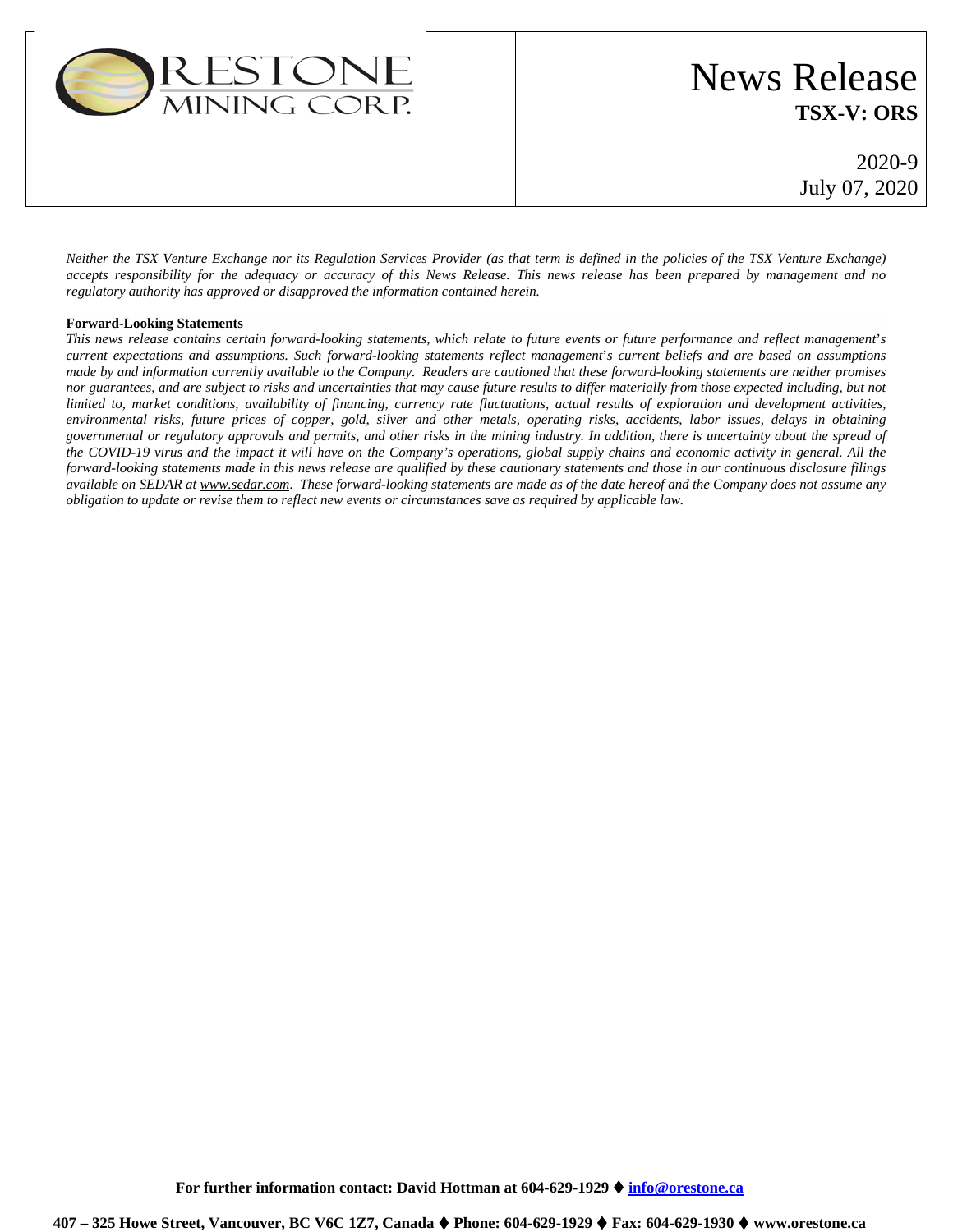*Neither the TSX Venture Exchange nor its Regulation Services Provider (as that term is defined in the policies of the TSX Venture Exchange) accepts responsibility for the adequacy or accuracy of this News Release. This news release has been prepared by management and no regulatory authority has approved or disapproved the information contained herein.*

**Forward-Looking Statements**

*This news release contains certain forward-looking statements, which relate to future events or future performance and reflect management's current expectations and assumptions. Such forward-looking statements reflect management's current beliefs and are based on assumptions made by and information currently available to the Company. Readers are cautioned that these forward-looking statements are neither promises nor guarantees, and are subject to risks and uncertainties that may cause future results to differ materially from those expected including, but not limited to, market conditions, availability of financing, currency rate fluctuations, actual results of exploration and development activities, environmental risks, future prices of copper, gold, silver and other metals, operating risks, accidents, labor issues, delays in obtaining governmental or regulatory approvals and permits, and other risks in the mining industry. In addition, there is uncertainty about the spread of the COVID-19 virus and the impact it will have on the Company's operations, global supply chains and economic activity in general. All the forward-looking statements made in this news release are qualified by these cautionary statements and those in our continuous disclosure filings available on SEDAR at www.sedar.com. These forward-looking statements are made as of the date hereof and the Company does not assume any obligation to update or revise them to reflect new events or circumstances save as required by applicable law.*

**For further information contact: David Hottman at 604-629-1929 ♦ info@orestone.ca**

**407 – 325 Howe Street, Vancouver, BC V6C 1Z7, Canada ♦ Phone: 604-629-1929 ♦ Fax: 604-629-1930 ♦ www.orestone.ca**